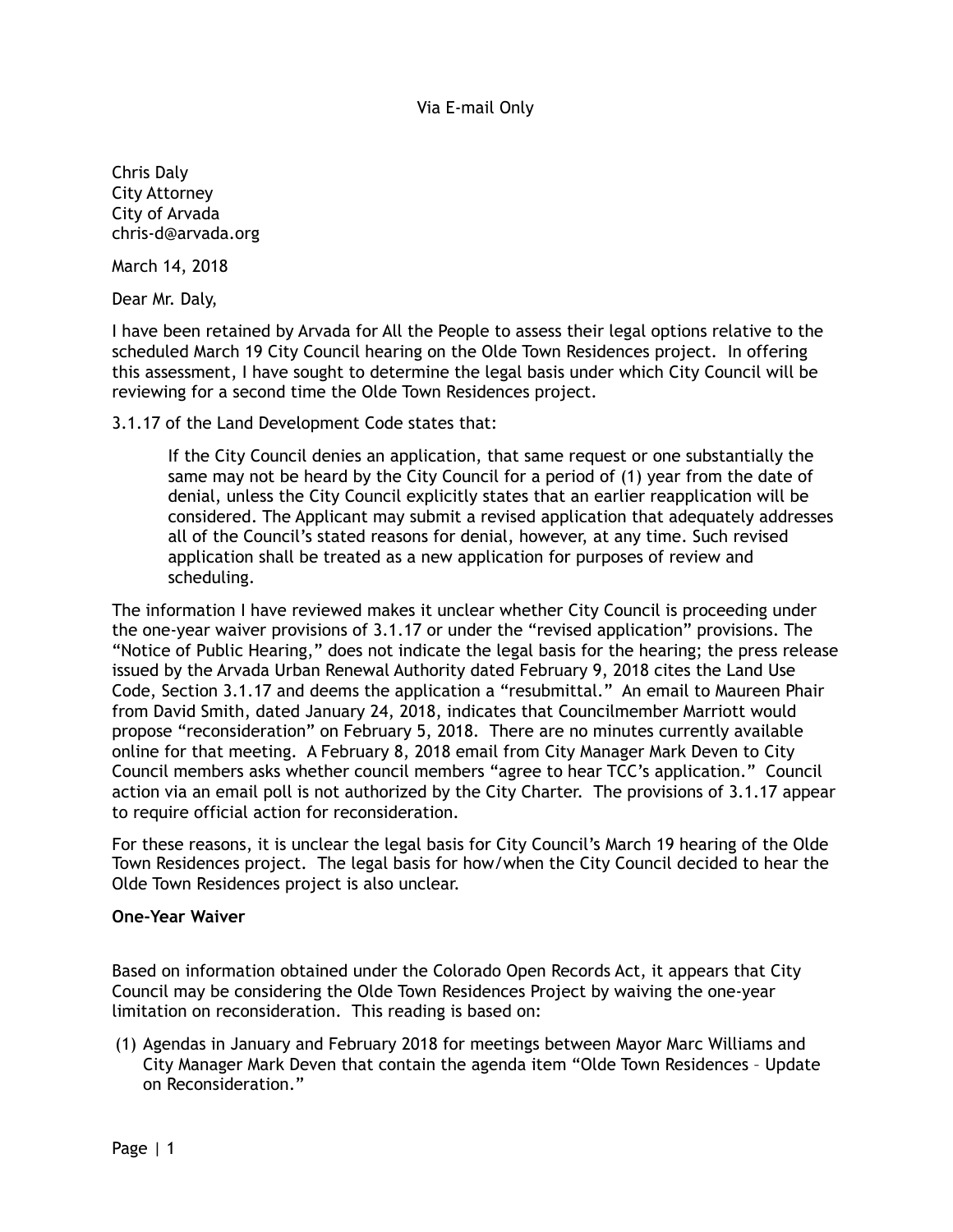Via E-mail Only

Chris Daly
City Attorney
City of Arvada
chris-d@arvada.org

March 14, 2018

Dear Mr. Daly,

I have been retained by Arvada for All the People to assess their legal options relative to the scheduled March 19 City Council hearing on the Olde Town Residences project. In offering this assessment, I have sought to determine the legal basis under which City Council will be reviewing for a second time the Olde Town Residences project.

3.1.17 of the Land Development Code states that:

> If the City Council denies an application, that same request or one substantially the same may not be heard by the City Council for a period of (1) year from the date of denial, unless the City Council explicitly states that an earlier reapplication will be considered. The Applicant may submit a revised application that adequately addresses all of the Council's stated reasons for denial, however, at any time. Such revised application shall be treated as a new application for purposes of review and scheduling.

The information I have reviewed makes it unclear whether City Council is proceeding under the one-year waiver provisions of 3.1.17 or under the "revised application" provisions. The "Notice of Public Hearing," does not indicate the legal basis for the hearing; the press release issued by the Arvada Urban Renewal Authority dated February 9, 2018 cites the Land Use Code, Section 3.1.17 and deems the application a "resubmittal." An email to Maureen Phair from David Smith, dated January 24, 2018, indicates that Councilmember Marriott would propose "reconsideration" on February 5, 2018. There are no minutes currently available online for that meeting. A February 8, 2018 email from City Manager Mark Deven to City Council members asks whether council members "agree to hear TCC's application." Council action via an email poll is not authorized by the City Charter. The provisions of 3.1.17 appear to require official action for reconsideration.

For these reasons, it is unclear the legal basis for City Council's March 19 hearing of the Olde Town Residences project. The legal basis for how/when the City Council decided to hear the Olde Town Residences project is also unclear.

**One-Year Waiver**

Based on information obtained under the Colorado Open Records Act, it appears that City Council may be considering the Olde Town Residences Project by waiving the one-year limitation on reconsideration. This reading is based on:

(1) Agendas in January and February 2018 for meetings between Mayor Marc Williams and City Manager Mark Deven that contain the agenda item "Olde Town Residences – Update on Reconsideration."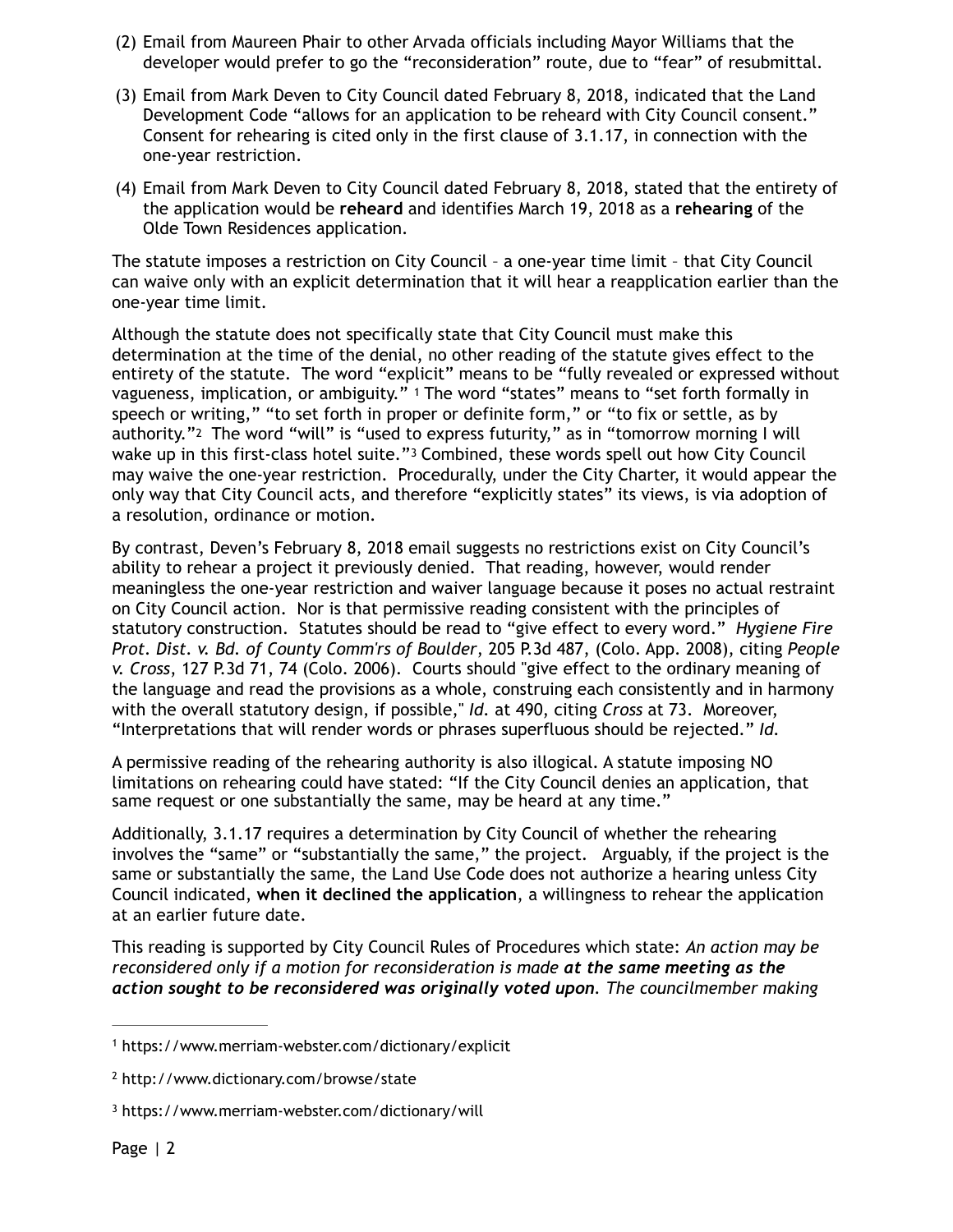(2) Email from Maureen Phair to other Arvada officials including Mayor Williams that the developer would prefer to go the "reconsideration" route, due to "fear" of resubmittal.

(3) Email from Mark Deven to City Council dated February 8, 2018, indicated that the Land Development Code "allows for an application to be reheard with City Council consent." Consent for rehearing is cited only in the first clause of 3.1.17, in connection with the one-year restriction.

(4) Email from Mark Deven to City Council dated February 8, 2018, stated that the entirety of the application would be **reheard** and identifies March 19, 2018 as a **rehearing** of the Olde Town Residences application.

The statute imposes a restriction on City Council – a one-year time limit – that City Council can waive only with an explicit determination that it will hear a reapplication earlier than the one-year time limit.

Although the statute does not specifically state that City Council must make this determination at the time of the denial, no other reading of the statute gives effect to the entirety of the statute. The word "explicit" means to be "fully revealed or expressed without vagueness, implication, or ambiguity." [1] The word "states" means to "set forth formally in speech or writing," "to set forth in proper or definite form," or "to fix or settle, as by authority."[2] The word "will" is "used to express futurity," as in "tomorrow morning I will wake up in this first-class hotel suite."[3] Combined, these words spell out how City Council may waive the one-year restriction. Procedurally, under the City Charter, it would appear the only way that City Council acts, and therefore "explicitly states" its views, is via adoption of a resolution, ordinance or motion.

By contrast, Deven's February 8, 2018 email suggests no restrictions exist on City Council's ability to rehear a project it previously denied. That reading, however, would render meaningless the one-year restriction and waiver language because it poses no actual restraint on City Council action. Nor is that permissive reading consistent with the principles of statutory construction. Statutes should be read to "give effect to every word." *Hygiene Fire Prot. Dist. v. Bd. of County Comm'rs of Boulder*, 205 P.3d 487, (Colo. App. 2008), citing *People v. Cross*, 127 P.3d 71, 74 (Colo. 2006). Courts should "give effect to the ordinary meaning of the language and read the provisions as a whole, construing each consistently and in harmony with the overall statutory design, if possible," *Id.* at 490, citing *Cross* at 73. Moreover, "Interpretations that will render words or phrases superfluous should be rejected." *Id.*

A permissive reading of the rehearing authority is also illogical. A statute imposing NO limitations on rehearing could have stated: "If the City Council denies an application, that same request or one substantially the same, may be heard at any time."

Additionally, 3.1.17 requires a determination by City Council of whether the rehearing involves the "same" or "substantially the same," the project. Arguably, if the project is the same or substantially the same, the Land Use Code does not authorize a hearing unless City Council indicated, **when it declined the application**, a willingness to rehear the application at an earlier future date.

This reading is supported by City Council Rules of Procedures which state: *An action may be reconsidered only if a motion for reconsideration is made **at the same meeting as the action sought to be reconsidered was originally voted upon**. The councilmember making*

---

[1] https://www.merriam-webster.com/dictionary/explicit

[2] http://www.dictionary.com/browse/state

[3] https://www.merriam-webster.com/dictionary/will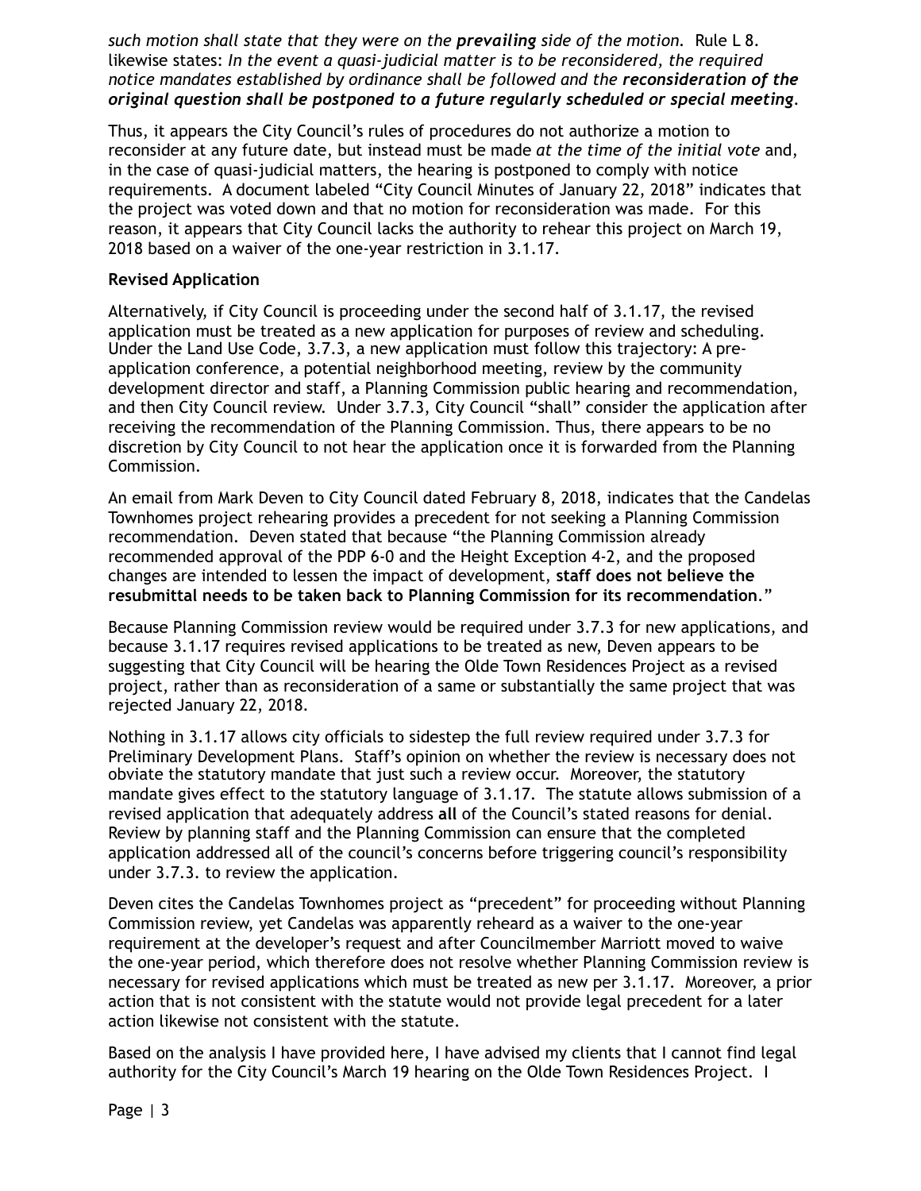*such motion shall state that they were on the **prevailing** side of the motion.* Rule L 8. likewise states: *In the event a quasi-judicial matter is to be reconsidered, the required notice mandates established by ordinance shall be followed and the **reconsideration of the original question shall be postponed to a future regularly scheduled or special meeting**.*

Thus, it appears the City Council's rules of procedures do not authorize a motion to reconsider at any future date, but instead must be made *at the time of the initial vote* and, in the case of quasi-judicial matters, the hearing is postponed to comply with notice requirements. A document labeled "City Council Minutes of January 22, 2018" indicates that the project was voted down and that no motion for reconsideration was made. For this reason, it appears that City Council lacks the authority to rehear this project on March 19, 2018 based on a waiver of the one-year restriction in 3.1.17.

**Revised Application**

Alternatively, if City Council is proceeding under the second half of 3.1.17, the revised application must be treated as a new application for purposes of review and scheduling. Under the Land Use Code, 3.7.3, a new application must follow this trajectory: A pre-application conference, a potential neighborhood meeting, review by the community development director and staff, a Planning Commission public hearing and recommendation, and then City Council review. Under 3.7.3, City Council "shall" consider the application after receiving the recommendation of the Planning Commission. Thus, there appears to be no discretion by City Council to not hear the application once it is forwarded from the Planning Commission.

An email from Mark Deven to City Council dated February 8, 2018, indicates that the Candelas Townhomes project rehearing provides a precedent for not seeking a Planning Commission recommendation. Deven stated that because "the Planning Commission already recommended approval of the PDP 6-0 and the Height Exception 4-2, and the proposed changes are intended to lessen the impact of development, **staff does not believe the resubmittal needs to be taken back to Planning Commission for its recommendation**."

Because Planning Commission review would be required under 3.7.3 for new applications, and because 3.1.17 requires revised applications to be treated as new, Deven appears to be suggesting that City Council will be hearing the Olde Town Residences Project as a revised project, rather than as reconsideration of a same or substantially the same project that was rejected January 22, 2018.

Nothing in 3.1.17 allows city officials to sidestep the full review required under 3.7.3 for Preliminary Development Plans. Staff's opinion on whether the review is necessary does not obviate the statutory mandate that just such a review occur. Moreover, the statutory mandate gives effect to the statutory language of 3.1.17. The statute allows submission of a revised application that adequately address **all** of the Council's stated reasons for denial. Review by planning staff and the Planning Commission can ensure that the completed application addressed all of the council's concerns before triggering council's responsibility under 3.7.3. to review the application.

Deven cites the Candelas Townhomes project as "precedent" for proceeding without Planning Commission review, yet Candelas was apparently reheard as a waiver to the one-year requirement at the developer's request and after Councilmember Marriott moved to waive the one-year period, which therefore does not resolve whether Planning Commission review is necessary for revised applications which must be treated as new per 3.1.17. Moreover, a prior action that is not consistent with the statute would not provide legal precedent for a later action likewise not consistent with the statute.

Based on the analysis I have provided here, I have advised my clients that I cannot find legal authority for the City Council's March 19 hearing on the Olde Town Residences Project. I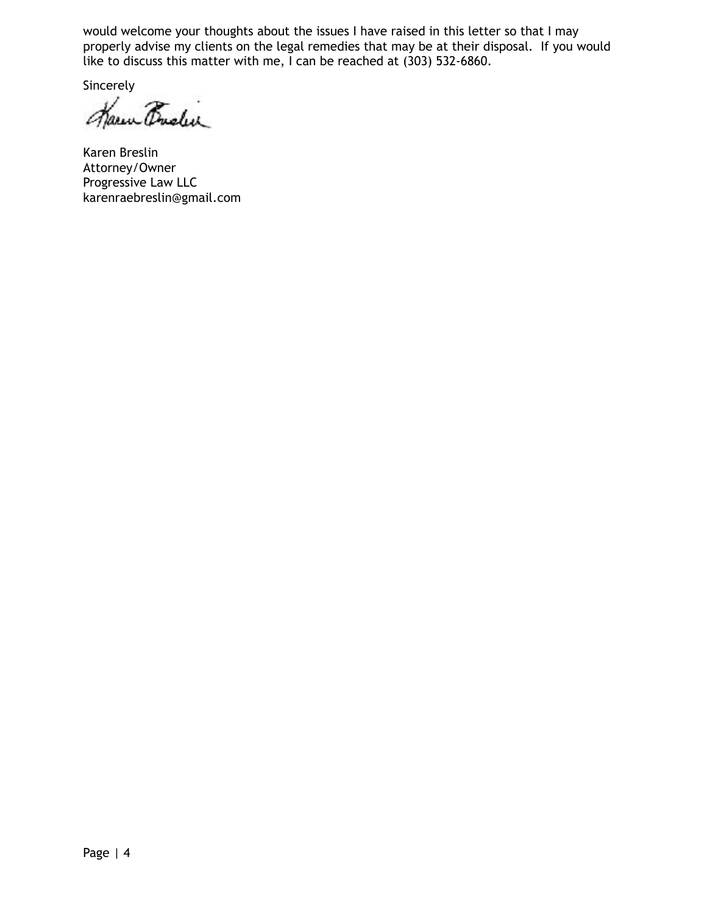would welcome your thoughts about the issues I have raised in this letter so that I may properly advise my clients on the legal remedies that may be at their disposal. If you would like to discuss this matter with me, I can be reached at (303) 532-6860.

Sincerely

Karen Breslin
Attorney/Owner
Progressive Law LLC
karenraebreslin@gmail.com